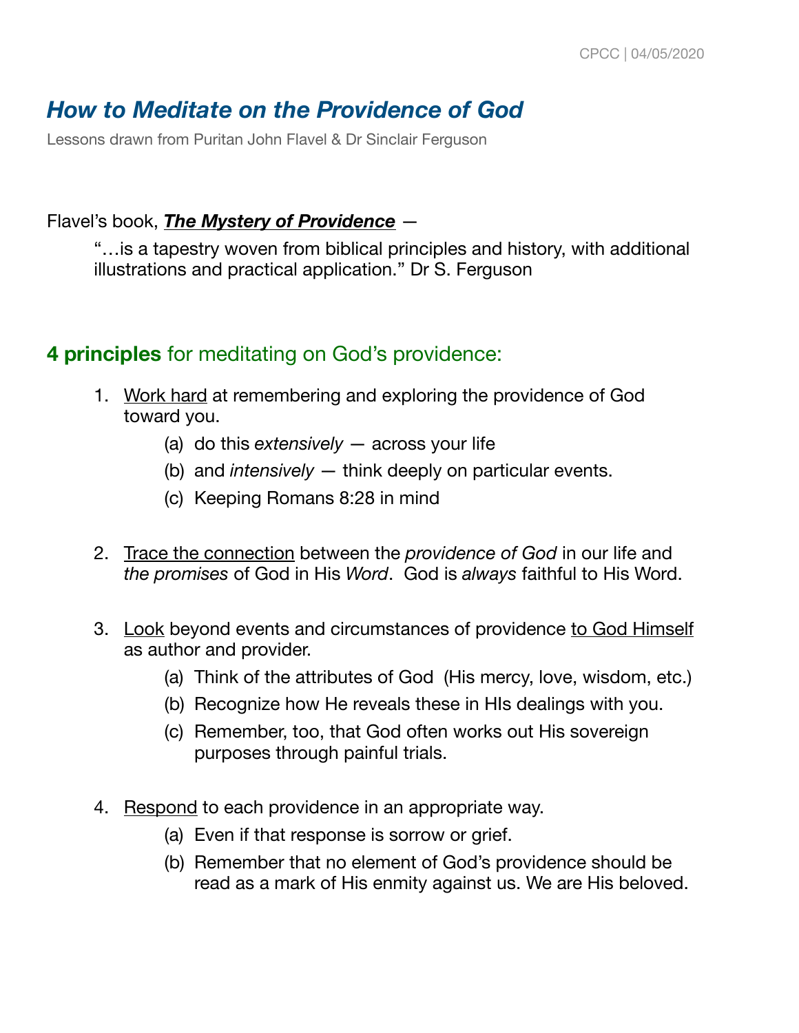CPCC | 04/05/2020

# *How to Meditate on the Providence of God*

Lessons drawn from Puritan John Flavel & Dr Sinclair Ferguson

Flavel's book, ***The Mystery of Providence*** —

> "…is a tapestry woven from biblical principles and history, with additional illustrations and practical application." Dr S. Ferguson

## **4 principles** for meditating on God's providence:

1. Work hard at remembering and exploring the providence of God toward you.
    - (a) do this *extensively* — across your life
    - (b) and *intensively* — think deeply on particular events.
    - (c) Keeping Romans 8:28 in mind

2. Trace the connection between the *providence of God* in our life and *the promises* of God in His *Word*. God is *always* faithful to His Word.

3. Look beyond events and circumstances of providence to God Himself as author and provider.
    - (a) Think of the attributes of God (His mercy, love, wisdom, etc.)
    - (b) Recognize how He reveals these in HIs dealings with you.
    - (c) Remember, too, that God often works out His sovereign purposes through painful trials.

4. Respond to each providence in an appropriate way.
    - (a) Even if that response is sorrow or grief.
    - (b) Remember that no element of God's providence should be read as a mark of His enmity against us. We are His beloved.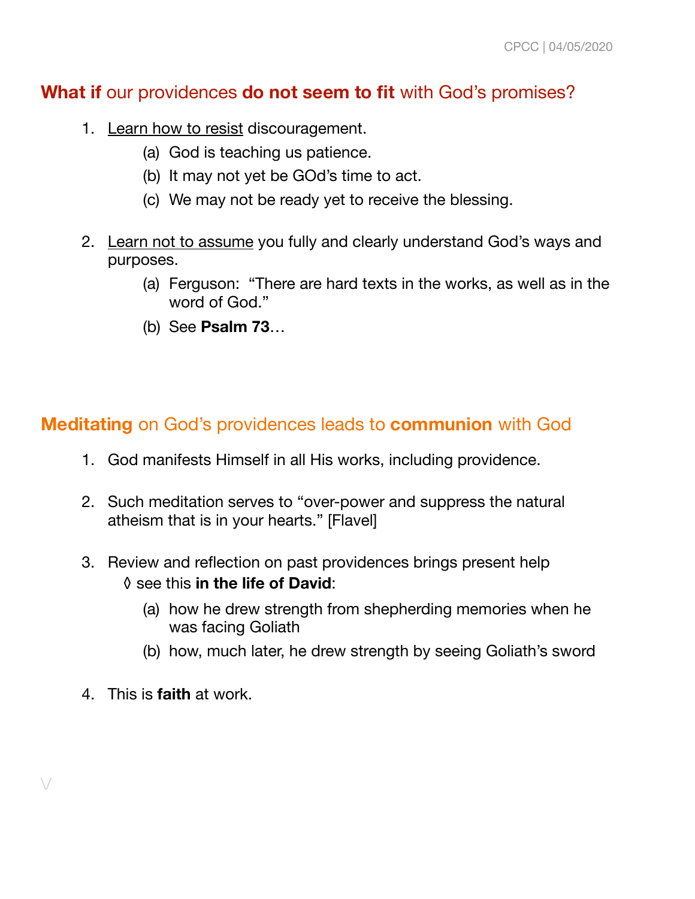## **What if** our providences **do not seem to fit** with God's promises?

1. Learn how to resist discouragement.
   - (a) God is teaching us patience.
   - (b) It may not yet be GOd's time to act.
   - (c) We may not be ready yet to receive the blessing.

2. Learn not to assume you fully and clearly understand God's ways and purposes.
   - (a) Ferguson: "There are hard texts in the works, as well as in the word of God."
   - (b) See **Psalm 73**…

## **Meditating** on God's providences leads to **communion** with God

1. God manifests Himself in all His works, including providence.

2. Such meditation serves to "over-power and suppress the natural atheism that is in your hearts." [Flavel]

3. Review and reflection on past providences brings present help
   ◊ see this **in the life of David**:
   - (a) how he drew strength from shepherding memories when he was facing Goliath
   - (b) how, much later, he drew strength by seeing Goliath's sword

4. This is **faith** at work.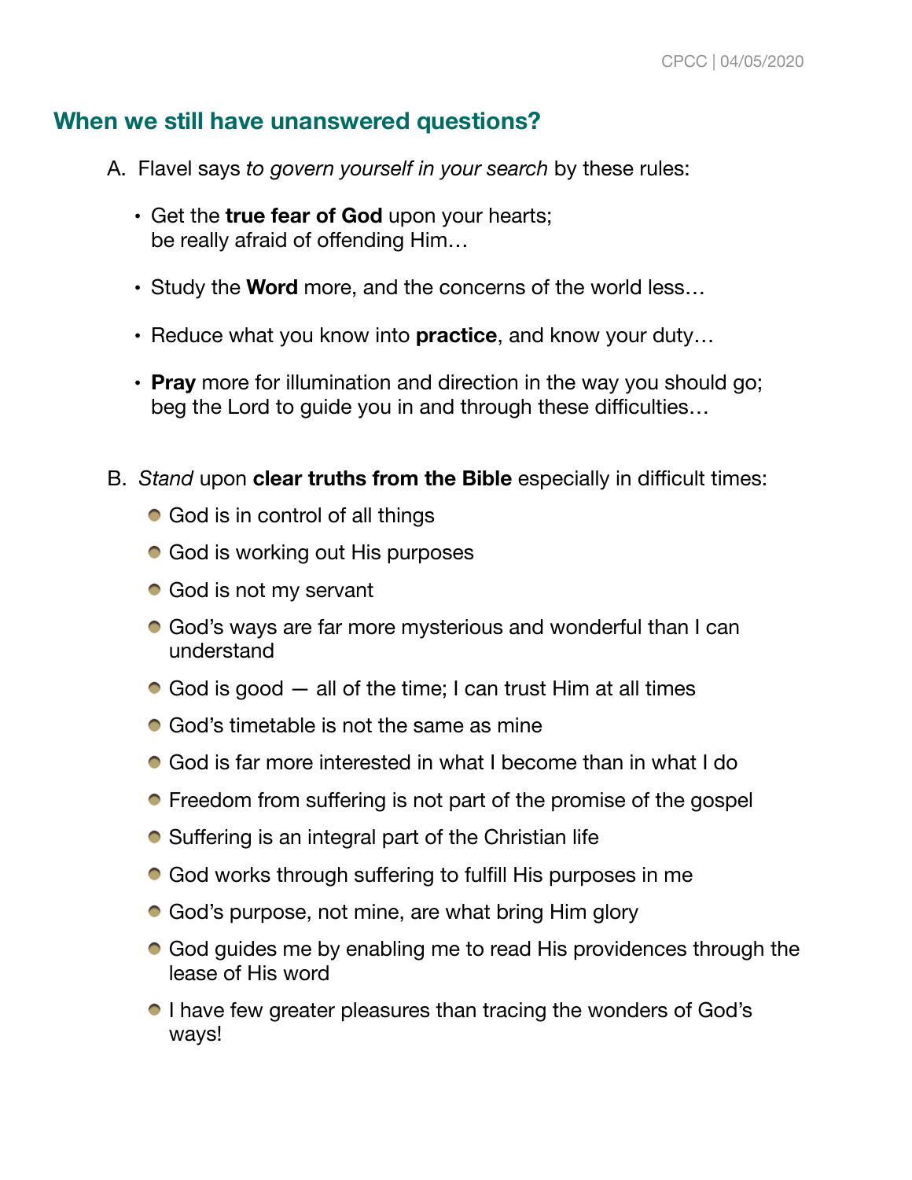## When we still have unanswered questions?

A. Flavel says *to govern yourself in your search* by these rules:

- Get the **true fear of God** upon your hearts;
  be really afraid of offending Him…
- Study the **Word** more, and the concerns of the world less…
- Reduce what you know into **practice**, and know your duty…
- **Pray** more for illumination and direction in the way you should go;
  beg the Lord to guide you in and through these difficulties…

B. *Stand* upon **clear truths from the Bible** especially in difficult times:

- God is in control of all things
- God is working out His purposes
- God is not my servant
- God's ways are far more mysterious and wonderful than I can understand
- God is good — all of the time; I can trust Him at all times
- God's timetable is not the same as mine
- God is far more interested in what I become than in what I do
- Freedom from suffering is not part of the promise of the gospel
- Suffering is an integral part of the Christian life
- God works through suffering to fulfill His purposes in me
- God's purpose, not mine, are what bring Him glory
- God guides me by enabling me to read His providences through the lease of His word
- I have few greater pleasures than tracing the wonders of God's ways!